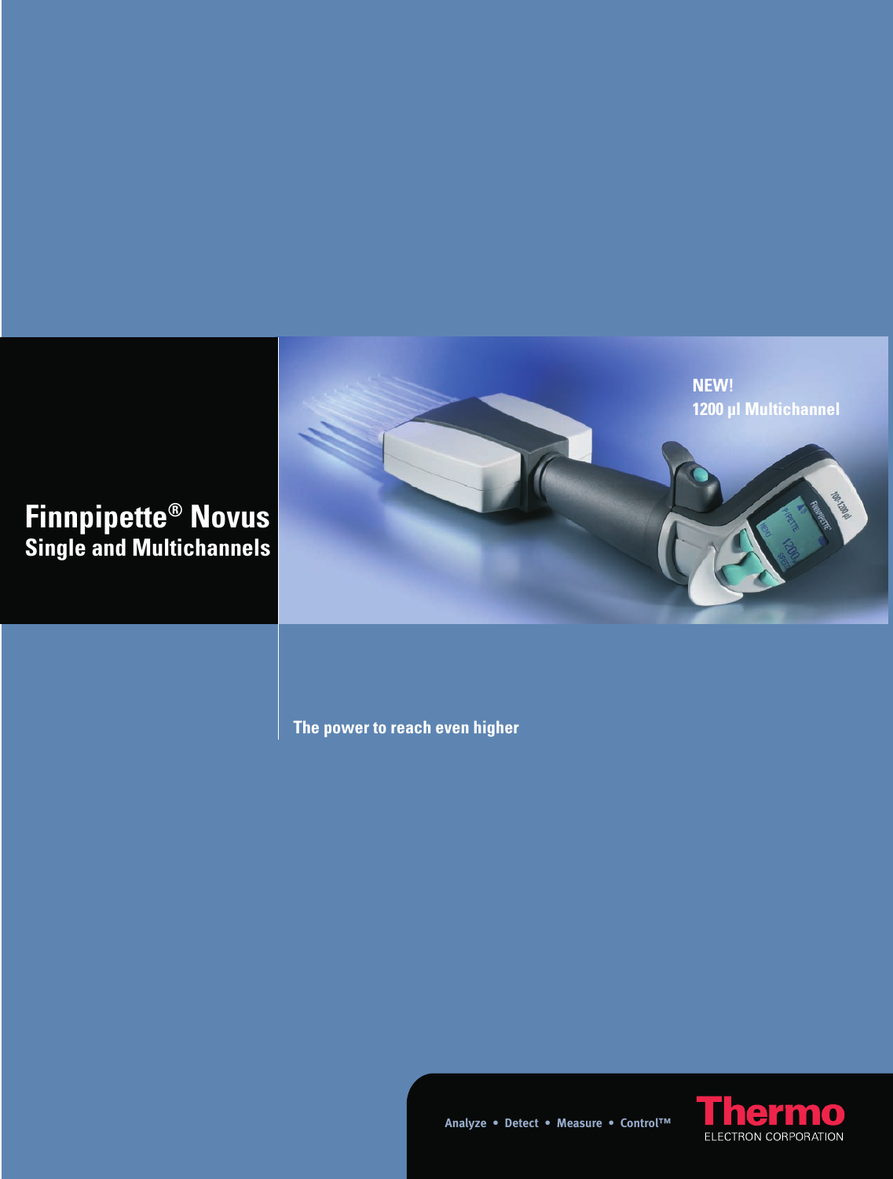# Finnpipette® Novus

## Single and Multichannels

**NEW!**
**1200 µl Multichannel**

**The power to reach even higher**

Analyze • Detect • Measure • Control™

Thermo
ELECTRON CORPORATION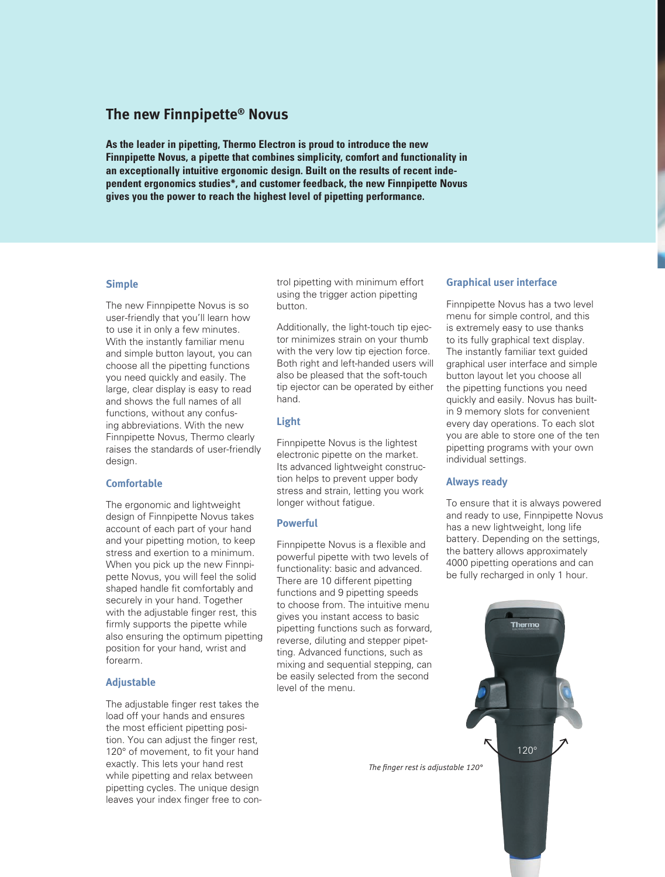# The new Finnpipette® Novus

**As the leader in pipetting, Thermo Electron is proud to introduce the new Finnpipette Novus, a pipette that combines simplicity, comfort and functionality in an exceptionally intuitive ergonomic design. Built on the results of recent independent ergonomics studies*, and customer feedback, the new Finnpipette Novus gives you the power to reach the highest level of pipetting performance.**

## Simple

The new Finnpipette Novus is so user-friendly that you'll learn how to use it in only a few minutes. With the instantly familiar menu and simple button layout, you can choose all the pipetting functions you need quickly and easily. The large, clear display is easy to read and shows the full names of all functions, without any confusing abbreviations. With the new Finnpipette Novus, Thermo clearly raises the standards of user-friendly design.

## Comfortable

The ergonomic and lightweight design of Finnpipette Novus takes account of each part of your hand and your pipetting motion, to keep stress and exertion to a minimum. When you pick up the new Finnpipette Novus, you will feel the solid shaped handle fit comfortably and securely in your hand. Together with the adjustable finger rest, this firmly supports the pipette while also ensuring the optimum pipetting position for your hand, wrist and forearm.

## Adjustable

The adjustable finger rest takes the load off your hands and ensures the most efficient pipetting position. You can adjust the finger rest, 120° of movement, to fit your hand exactly. This lets your hand rest while pipetting and relax between pipetting cycles. The unique design leaves your index finger free to control pipetting with minimum effort using the trigger action pipetting button.

Additionally, the light-touch tip ejector minimizes strain on your thumb with the very low tip ejection force. Both right and left-handed users will also be pleased that the soft-touch tip ejector can be operated by either hand.

## Light

Finnpipette Novus is the lightest electronic pipette on the market. Its advanced lightweight construction helps to prevent upper body stress and strain, letting you work longer without fatigue.

## Powerful

Finnpipette Novus is a flexible and powerful pipette with two levels of functionality: basic and advanced. There are 10 different pipetting functions and 9 pipetting speeds to choose from. The intuitive menu gives you instant access to basic pipetting functions such as forward, reverse, diluting and stepper pipetting. Advanced functions, such as mixing and sequential stepping, can be easily selected from the second level of the menu.

## Graphical user interface

Finnpipette Novus has a two level menu for simple control, and this is extremely easy to use thanks to its fully graphical text display. The instantly familiar text guided graphical user interface and simple button layout let you choose all the pipetting functions you need quickly and easily. Novus has built-in 9 memory slots for convenient every day operations. To each slot you are able to store one of the ten pipetting programs with your own individual settings.

## Always ready

To ensure that it is always powered and ready to use, Finnpipette Novus has a new lightweight, long life battery. Depending on the settings, the battery allows approximately 4000 pipetting operations and can be fully recharged in only 1 hour.

*The finger rest is adjustable 120°*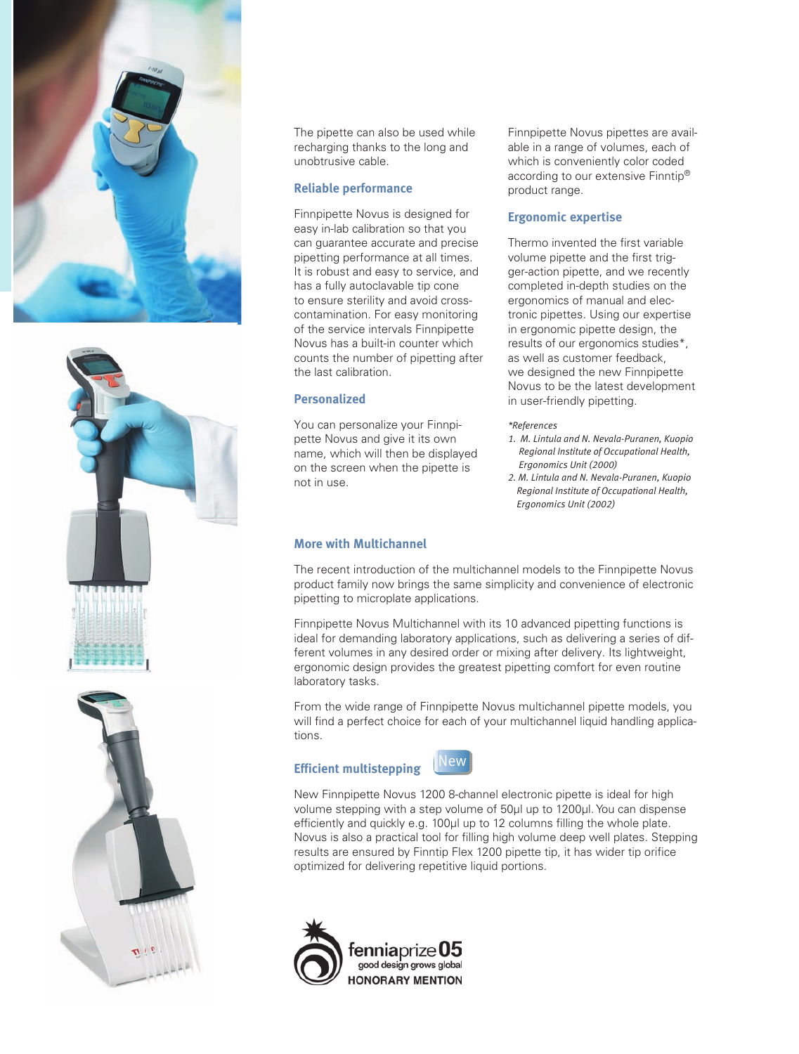The pipette can also be used while recharging thanks to the long and unobtrusive cable.

## Reliable performance

Finnpipette Novus is designed for easy in-lab calibration so that you can guarantee accurate and precise pipetting performance at all times. It is robust and easy to service, and has a fully autoclavable tip cone to ensure sterility and avoid cross-contamination. For easy monitoring of the service intervals Finnpipette Novus has a built-in counter which counts the number of pipetting after the last calibration.

## Personalized

You can personalize your Finnpipette Novus and give it its own name, which will then be displayed on the screen when the pipette is not in use.

Finnpipette Novus pipettes are available in a range of volumes, each of which is conveniently color coded according to our extensive Finntip® product range.

## Ergonomic expertise

Thermo invented the first variable volume pipette and the first trigger-action pipette, and we recently completed in-depth studies on the ergonomics of manual and electronic pipettes. Using our expertise in ergonomic pipette design, the results of our ergonomics studies*, as well as customer feedback, we designed the new Finnpipette Novus to be the latest development in user-friendly pipetting.

*\*References*

1. *M. Lintula and N. Nevala-Puranen, Kuopio Regional Institute of Occupational Health, Ergonomics Unit (2000)*
2. *M. Lintula and N. Nevala-Puranen, Kuopio Regional Institute of Occupational Health, Ergonomics Unit (2002)*

## More with Multichannel

The recent introduction of the multichannel models to the Finnpipette Novus product family now brings the same simplicity and convenience of electronic pipetting to microplate applications.

Finnpipette Novus Multichannel with its 10 advanced pipetting functions is ideal for demanding laboratory applications, such as delivering a series of different volumes in any desired order or mixing after delivery. Its lightweight, ergonomic design provides the greatest pipetting comfort for even routine laboratory tasks.

From the wide range of Finnpipette Novus multichannel pipette models, you will find a perfect choice for each of your multichannel liquid handling applications.

## Efficient multistepping New

New Finnpipette Novus 1200 8-channel electronic pipette is ideal for high volume stepping with a step volume of 50µl up to 1200µl. You can dispense efficiently and quickly e.g. 100µl up to 12 columns filling the whole plate. Novus is also a practical tool for filling high volume deep well plates. Stepping results are ensured by Finntip Flex 1200 pipette tip, it has wider tip orifice optimized for delivering repetitive liquid portions.

fenniaprize05
good design grows global
HONORARY MENTION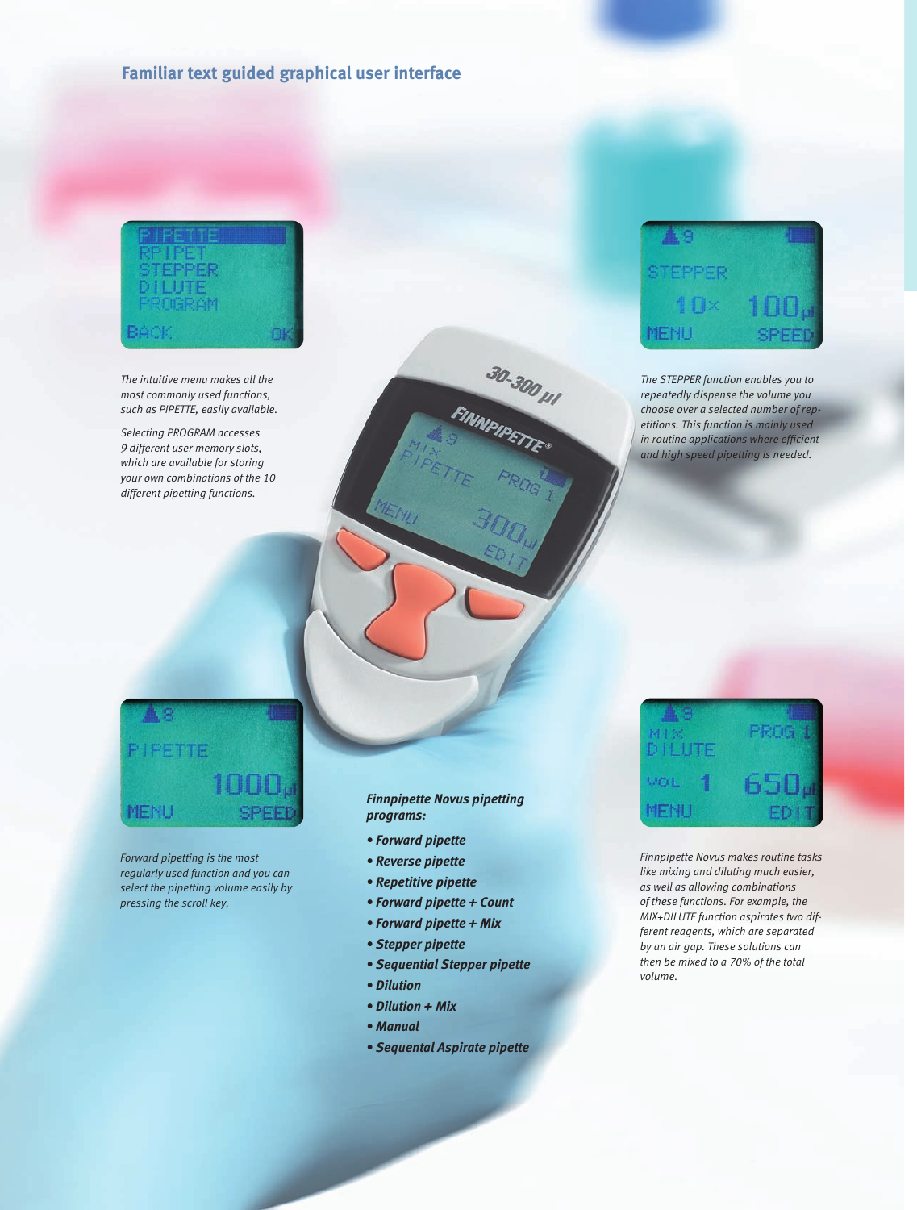## Familiar text guided graphical user interface

*The intuitive menu makes all the most commonly used functions, such as PIPETTE, easily available.*

*Selecting PROGRAM accesses 9 different user memory slots, which are available for storing your own combinations of the 10 different pipetting functions.*

*The STEPPER function enables you to repeatedly dispense the volume you choose over a selected number of repetitions. This function is mainly used in routine applications where efficient and high speed pipetting is needed.*

*Forward pipetting is the most regularly used function and you can select the pipetting volume easily by pressing the scroll key.*

***Finnpipette Novus pipetting programs:***

- ***Forward pipette***
- ***Reverse pipette***
- ***Repetitive pipette***
- ***Forward pipette + Count***
- ***Forward pipette + Mix***
- ***Stepper pipette***
- ***Sequential Stepper pipette***
- ***Dilution***
- ***Dilution + Mix***
- ***Manual***
- ***Sequental Aspirate pipette***

*Finnpipette Novus makes routine tasks like mixing and diluting much easier, as well as allowing combinations of these functions. For example, the MIX+DILUTE function aspirates two different reagents, which are separated by an air gap. These solutions can then be mixed to a 70% of the total volume.*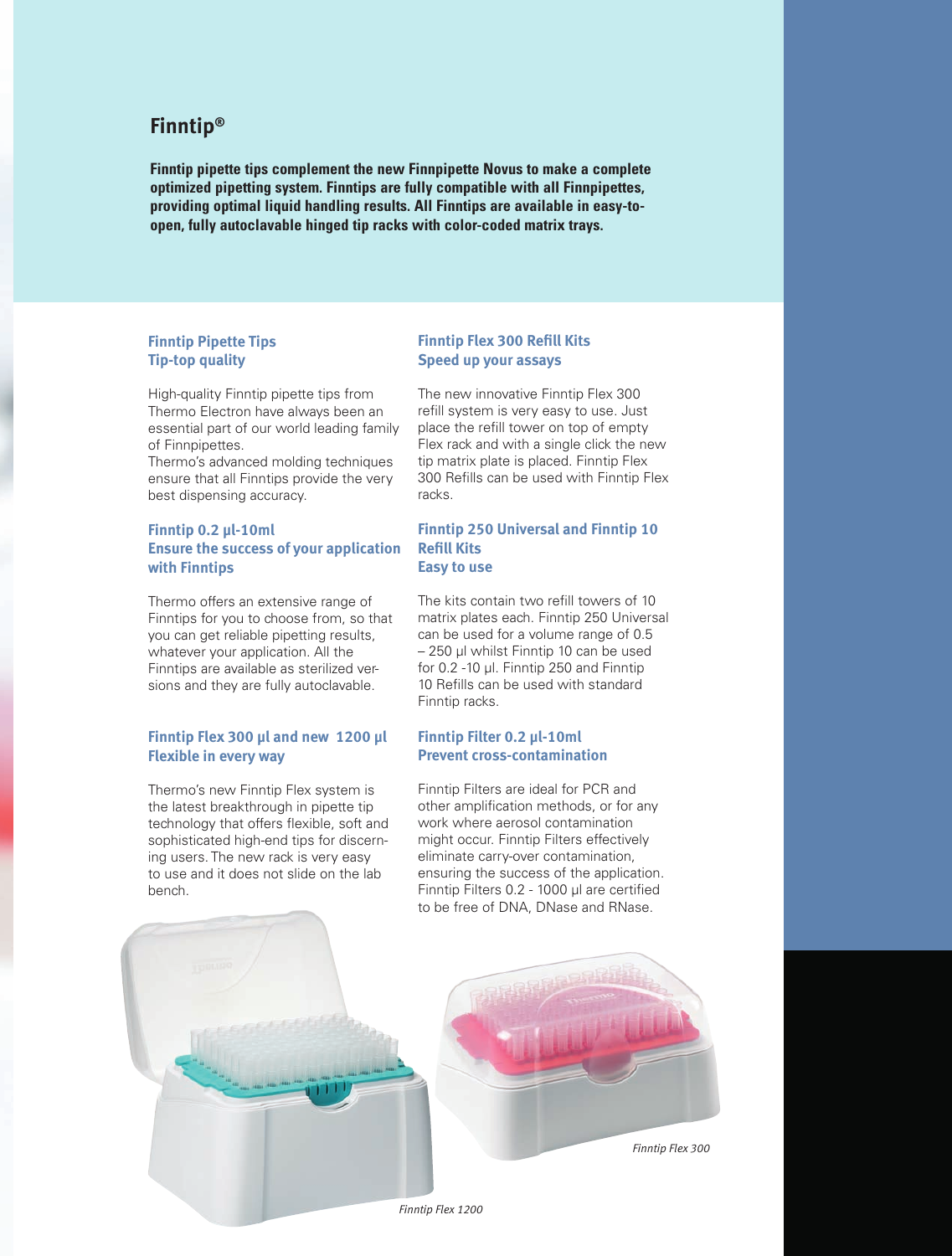# Finntip®

**Finntip pipette tips complement the new Finnpipette Novus to make a complete optimized pipetting system. Finntips are fully compatible with all Finnpipettes, providing optimal liquid handling results. All Finntips are available in easy-to-open, fully autoclavable hinged tip racks with color-coded matrix trays.**

## Finntip Pipette Tips
### Tip-top quality

High-quality Finntip pipette tips from Thermo Electron have always been an essential part of our world leading family of Finnpipettes.
Thermo's advanced molding techniques ensure that all Finntips provide the very best dispensing accuracy.

## Finntip 0.2 µl-10ml
### Ensure the success of your application with Finntips

Thermo offers an extensive range of Finntips for you to choose from, so that you can get reliable pipetting results, whatever your application. All the Finntips are available as sterilized versions and they are fully autoclavable.

## Finntip Flex 300 µl and new 1200 µl
### Flexible in every way

Thermo's new Finntip Flex system is the latest breakthrough in pipette tip technology that offers flexible, soft and sophisticated high-end tips for discerning users. The new rack is very easy to use and it does not slide on the lab bench.

## Finntip Flex 300 Refill Kits
### Speed up your assays

The new innovative Finntip Flex 300 refill system is very easy to use. Just place the refill tower on top of empty Flex rack and with a single click the new tip matrix plate is placed. Finntip Flex 300 Refills can be used with Finntip Flex racks.

## Finntip 250 Universal and Finntip 10 Refill Kits
### Easy to use

The kits contain two refill towers of 10 matrix plates each. Finntip 250 Universal can be used for a volume range of 0.5 – 250 µl whilst Finntip 10 can be used for 0.2 -10 µl. Finntip 250 and Finntip 10 Refills can be used with standard Finntip racks.

## Finntip Filter 0.2 µl-10ml
### Prevent cross-contamination

Finntip Filters are ideal for PCR and other amplification methods, or for any work where aerosol contamination might occur. Finntip Filters effectively eliminate carry-over contamination, ensuring the success of the application. Finntip Filters 0.2 - 1000 µl are certified to be free of DNA, DNase and RNase.

*Finntip Flex 300*

*Finntip Flex 1200*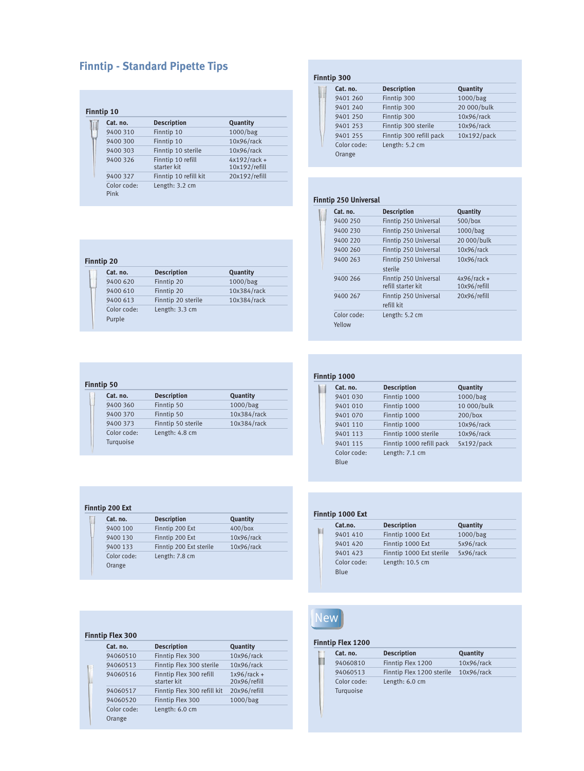# Finntip - Standard Pipette Tips

### Finntip 10

| Cat. no. | Description | Quantity |
|---|---|---|
| 9400 310 | Finntip 10 | 1000/bag |
| 9400 300 | Finntip 10 | 10x96/rack |
| 9400 303 | Finntip 10 sterile | 10x96/rack |
| 9400 326 | Finntip 10 refill starter kit | 4x192/rack + 10x192/refill |
| 9400 327 | Finntip 10 refill kit | 20x192/refill |
| Color code: Pink | Length: 3.2 cm | |

### Finntip 20

| Cat. no. | Description | Quantity |
|---|---|---|
| 9400 620 | Finntip 20 | 1000/bag |
| 9400 610 | Finntip 20 | 10x384/rack |
| 9400 613 | Finntip 20 sterile | 10x384/rack |
| Color code: Purple | Length: 3.3 cm | |

### Finntip 50

| Cat. no. | Description | Quantity |
|---|---|---|
| 9400 360 | Finntip 50 | 1000/bag |
| 9400 370 | Finntip 50 | 10x384/rack |
| 9400 373 | Finntip 50 sterile | 10x384/rack |
| Color code: Turquoise | Length: 4.8 cm | |

### Finntip 200 Ext

| Cat. no. | Description | Quantity |
|---|---|---|
| 9400 100 | Finntip 200 Ext | 400/box |
| 9400 130 | Finntip 200 Ext | 10x96/rack |
| 9400 133 | Finntip 200 Ext sterile | 10x96/rack |
| Color code: Orange | Length: 7.8 cm | |

### Finntip Flex 300

| Cat. no. | Description | Quantity |
|---|---|---|
| 94060510 | Finntip Flex 300 | 10x96/rack |
| 94060513 | Finntip Flex 300 sterile | 10x96/rack |
| 94060516 | Finntip Flex 300 refill starter kit | 1x96/rack + 20x96/refill |
| 94060517 | Finntip Flex 300 refill kit | 20x96/refill |
| 94060520 | Finntip Flex 300 | 1000/bag |
| Color code: Orange | Length: 6.0 cm | |

### Finntip 300

| Cat. no. | Description | Quantity |
|---|---|---|
| 9401 260 | Finntip 300 | 1000/bag |
| 9401 240 | Finntip 300 | 20 000/bulk |
| 9401 250 | Finntip 300 | 10x96/rack |
| 9401 253 | Finntip 300 sterile | 10x96/rack |
| 9401 255 | Finntip 300 refill pack | 10x192/pack |
| Color code: Orange | Length: 5.2 cm | |

### Finntip 250 Universal

| Cat. no. | Description | Quantity |
|---|---|---|
| 9400 250 | Finntip 250 Universal | 500/box |
| 9400 230 | Finntip 250 Universal | 1000/bag |
| 9400 220 | Finntip 250 Universal | 20 000/bulk |
| 9400 260 | Finntip 250 Universal | 10x96/rack |
| 9400 263 | Finntip 250 Universal sterile | 10x96/rack |
| 9400 266 | Finntip 250 Universal refill starter kit | 4x96/rack + 10x96/refill |
| 9400 267 | Finntip 250 Universal refill kit | 20x96/refill |
| Color code: Yellow | Length: 5.2 cm | |

### Finntip 1000

| Cat. no. | Description | Quantity |
|---|---|---|
| 9401 030 | Finntip 1000 | 1000/bag |
| 9401 010 | Finntip 1000 | 10 000/bulk |
| 9401 070 | Finntip 1000 | 200/box |
| 9401 110 | Finntip 1000 | 10x96/rack |
| 9401 113 | Finntip 1000 sterile | 10x96/rack |
| 9401 115 | Finntip 1000 refill pack | 5x192/pack |
| Color code: Blue | Length: 7.1 cm | |

### Finntip 1000 Ext

| Cat.no. | Description | Quantity |
|---|---|---|
| 9401 410 | Finntip 1000 Ext | 1000/bag |
| 9401 420 | Finntip 1000 Ext | 5x96/rack |
| 9401 423 | Finntip 1000 Ext sterile | 5x96/rack |
| Color code: Blue | Length: 10.5 cm | |

New

### Finntip Flex 1200

| Cat. no. | Description | Quantity |
|---|---|---|
| 94060810 | Finntip Flex 1200 | 10x96/rack |
| 94060513 | Finntip Flex 1200 sterile | 10x96/rack |
| Color code: Turquoise | Length: 6.0 cm | |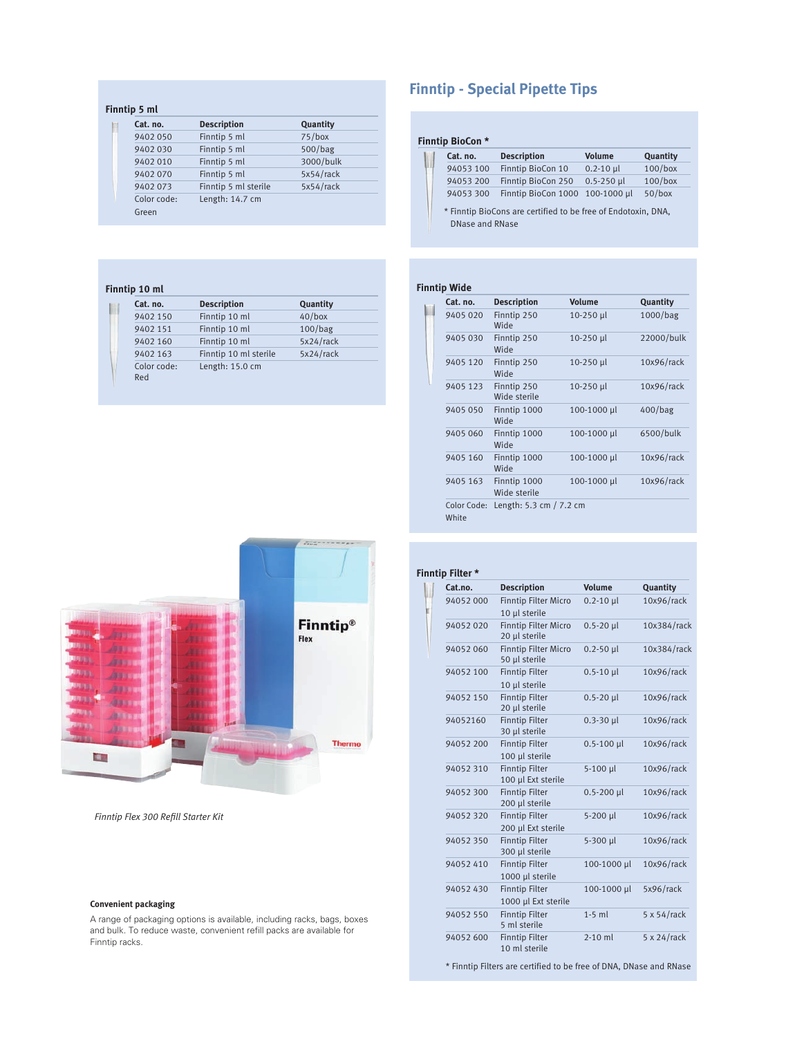### Finntip 5 ml

| Cat. no. | Description | Quantity |
|---|---|---|
| 9402 050 | Finntip 5 ml | 75/box |
| 9402 030 | Finntip 5 ml | 500/bag |
| 9402 010 | Finntip 5 ml | 3000/bulk |
| 9402 070 | Finntip 5 ml | 5x54/rack |
| 9402 073 | Finntip 5 ml sterile | 5x54/rack |
| Color code: Green | Length: 14.7 cm | |

### Finntip 10 ml

| Cat. no. | Description | Quantity |
|---|---|---|
| 9402 150 | Finntip 10 ml | 40/box |
| 9402 151 | Finntip 10 ml | 100/bag |
| 9402 160 | Finntip 10 ml | 5x24/rack |
| 9402 163 | Finntip 10 ml sterile | 5x24/rack |
| Color code: Red | Length: 15.0 cm | |

*Finntip Flex 300 Refill Starter Kit*

**Convenient packaging**

A range of packaging options is available, including racks, bags, boxes and bulk. To reduce waste, convenient refill packs are available for Finntip racks.

## Finntip - Special Pipette Tips

### Finntip BioCon *

| Cat. no. | Description | Volume | Quantity |
|---|---|---|---|
| 94053 100 | Finntip BioCon 10 | 0.2-10 µl | 100/box |
| 94053 200 | Finntip BioCon 250 | 0.5-250 µl | 100/box |
| 94053 300 | Finntip BioCon 1000 | 100-1000 µl | 50/box |

* Finntip BioCons are certified to be free of Endotoxin, DNA, DNase and RNase

### Finntip Wide

| Cat. no. | Description | Volume | Quantity |
|---|---|---|---|
| 9405 020 | Finntip 250 Wide | 10-250 µl | 1000/bag |
| 9405 030 | Finntip 250 Wide | 10-250 µl | 22000/bulk |
| 9405 120 | Finntip 250 Wide | 10-250 µl | 10x96/rack |
| 9405 123 | Finntip 250 Wide sterile | 10-250 µl | 10x96/rack |
| 9405 050 | Finntip 1000 Wide | 100-1000 µl | 400/bag |
| 9405 060 | Finntip 1000 Wide | 100-1000 µl | 6500/bulk |
| 9405 160 | Finntip 1000 Wide | 100-1000 µl | 10x96/rack |
| 9405 163 | Finntip 1000 Wide sterile | 100-1000 µl | 10x96/rack |
| Color Code: White | Length: 5.3 cm / 7.2 cm | | |

### Finntip Filter *

| Cat.no. | Description | Volume | Quantity |
|---|---|---|---|
| 94052 000 | Finntip Filter Micro 10 µl sterile | 0.2-10 µl | 10x96/rack |
| 94052 020 | Finntip Filter Micro 20 µl sterile | 0.5-20 µl | 10x384/rack |
| 94052 060 | Finntip Filter Micro 50 µl sterile | 0.2-50 µl | 10x384/rack |
| 94052 100 | Finntip Filter 10 µl sterile | 0.5-10 µl | 10x96/rack |
| 94052 150 | Finntip Filter 20 µl sterile | 0.5-20 µl | 10x96/rack |
| 94052160 | Finntip Filter 30 µl sterile | 0.3-30 µl | 10x96/rack |
| 94052 200 | Finntip Filter 100 µl sterile | 0.5-100 µl | 10x96/rack |
| 94052 310 | Finntip Filter 100 µl Ext sterile | 5-100 µl | 10x96/rack |
| 94052 300 | Finntip Filter 200 µl sterile | 0.5-200 µl | 10x96/rack |
| 94052 320 | Finntip Filter 200 µl Ext sterile | 5-200 µl | 10x96/rack |
| 94052 350 | Finntip Filter 300 µl sterile | 5-300 µl | 10x96/rack |
| 94052 410 | Finntip Filter 1000 µl sterile | 100-1000 µl | 10x96/rack |
| 94052 430 | Finntip Filter 1000 µl Ext sterile | 100-1000 µl | 5x96/rack |
| 94052 550 | Finntip Filter 5 ml sterile | 1-5 ml | 5 x 54/rack |
| 94052 600 | Finntip Filter 10 ml sterile | 2-10 ml | 5 x 24/rack |

* Finntip Filters are certified to be free of DNA, DNase and RNase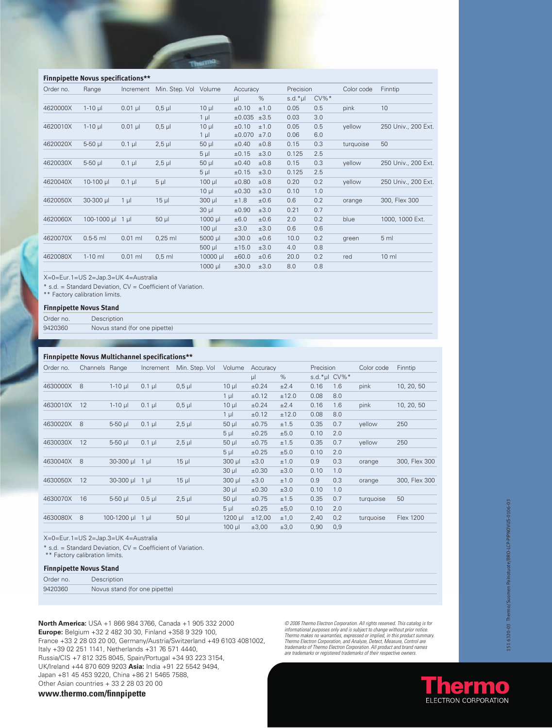### Finnpipette Novus specifications**

| Order no. | Range | Increment | Min. Step. Vol | Volume | Accuracy | | Precision | | Color code | Finntip |
|---|---|---|---|---|---|---|---|---|---|---|
| | | | | | µl | % | s.d.*µl | CV%* | | |
| 4620000X | 1-10 µl | 0.01 µl | 0,5 µl | 10 µl | ±0.10 | ±1.0 | 0.05 | 0.5 | pink | 10 |
| | | | | 1 µl | ±0.035 | ±3.5 | 0.03 | 3.0 | | |
| 4620010X | 1-10 µl | 0.01 µl | 0,5 µl | 10 µl | ±0.10 | ±1.0 | 0.05 | 0.5 | yellow | 250 Univ., 200 Ext. |
| | | | | 1 µl | ±0.070 | ±7.0 | 0.06 | 6.0 | | |
| 4620020X | 5-50 µl | 0.1 µl | 2,5 µl | 50 µl | ±0.40 | ±0.8 | 0.15 | 0.3 | turquoise | 50 |
| | | | | 5 µl | ±0.15 | ±3.0 | 0.125 | 2.5 | | |
| 4620030X | 5-50 µl | 0.1 µl | 2,5 µl | 50 µl | ±0.40 | ±0.8 | 0.15 | 0.3 | yellow | 250 Univ., 200 Ext. |
| | | | | 5 µl | ±0.15 | ±3.0 | 0.125 | 2.5 | | |
| 4620040X | 10-100 µl | 0.1 µl | 5 µl | 100 µl | ±0.80 | ±0.8 | 0.20 | 0.2 | yellow | 250 Univ., 200 Ext. |
| | | | | 10 µl | ±0.30 | ±3.0 | 0.10 | 1.0 | | |
| 4620050X | 30-300 µl | 1 µl | 15 µl | 300 µl | ±1.8 | ±0.6 | 0.6 | 0.2 | orange | 300, Flex 300 |
| | | | | 30 µl | ±0.90 | ±3.0 | 0.21 | 0.7 | | |
| 4620060X | 100-1000 µl | 1 µl | 50 µl | 1000 µl | ±6.0 | ±0.6 | 2.0 | 0.2 | blue | 1000, 1000 Ext. |
| | | | | 100 µl | ±3.0 | ±3.0 | 0.6 | 0.6 | | |
| 4620070X | 0.5-5 ml | 0.01 ml | 0,25 ml | 5000 µl | ±30.0 | ±0.6 | 10.0 | 0.2 | green | 5 ml |
| | | | | 500 µl | ±15.0 | ±3.0 | 4.0 | 0.8 | | |
| 4620080X | 1-10 ml | 0.01 ml | 0,5 ml | 10000 µl | ±60.0 | ±0.6 | 20.0 | 0.2 | red | 10 ml |
| | | | | 1000 µl | ±30.0 | ±3.0 | 8.0 | 0.8 | | |

X=0=Eur.1=US 2=Jap.3=UK 4=Australia

* s.d. = Standard Deviation, CV = Coefficient of Variation.
** Factory calibration limits.

### Finnpipette Novus Stand

| Order no. | Description |
|---|---|
| 9420360 | Novus stand (for one pipette) |

### Finnpipette Novus Multichannel specifications**

| Order no. | Channels | Range | Increment | Min. Step. Vol | Volume | Accuracy | | Precision | | Color code | Finntip |
|---|---|---|---|---|---|---|---|---|---|---|---|
| | | | | | | µl | % | s.d.*µl | CV%* | | |
| 4630000X | 8 | 1-10 µl | 0.1 µl | 0,5 µl | 10 µl | ±0.24 | ±2.4 | 0.16 | 1.6 | pink | 10, 20, 50 |
| | | | | | 1 µl | ±0.12 | ±12.0 | 0.08 | 8.0 | | |
| 4630010X | 12 | 1-10 µl | 0.1 µl | 0,5 µl | 10 µl | ±0.24 | ±2.4 | 0.16 | 1.6 | pink | 10, 20, 50 |
| | | | | | 1 µl | ±0.12 | ±12.0 | 0.08 | 8.0 | | |
| 4630020X | 8 | 5-50 µl | 0.1 µl | 2,5 µl | 50 µl | ±0.75 | ±1.5 | 0.35 | 0.7 | yellow | 250 |
| | | | | | 5 µl | ±0.25 | ±5.0 | 0.10 | 2.0 | | |
| 4630030X | 12 | 5-50 µl | 0.1 µl | 2,5 µl | 50 µl | ±0.75 | ±1.5 | 0.35 | 0.7 | yellow | 250 |
| | | | | | 5 µl | ±0.25 | ±5.0 | 0.10 | 2.0 | | |
| 4630040X | 8 | 30-300 µl | 1 µl | 15 µl | 300 µl | ±3.0 | ±1.0 | 0.9 | 0.3 | orange | 300, Flex 300 |
| | | | | | 30 µl | ±0.30 | ±3.0 | 0.10 | 1.0 | | |
| 4630050X | 12 | 30-300 µl | 1 µl | 15 µl | 300 µl | ±3.0 | ±1.0 | 0.9 | 0.3 | orange | 300, Flex 300 |
| | | | | | 30 µl | ±0.30 | ±3.0 | 0.10 | 1.0 | | |
| 4630070X | 16 | 5-50 µl | 0.5 µl | 2,5 µl | 50 µl | ±0.75 | ±1.5 | 0.35 | 0.7 | turquoise | 50 |
| | | | | | 5 µl | ±0.25 | ±5,0 | 0.10 | 2.0 | | |
| 4630080X | 8 | 100-1200 µl | 1 µl | 50 µl | 1200 µl | ±12,00 | ±1,0 | 2,40 | 0,2 | turquoise | Flex 1200 |
| | | | | | 100 µl | ±3,00 | ±3,0 | 0,90 | 0,9 | | |

X=0=Eur.1=US 2=Jap.3=UK 4=Australia

* s.d. = Standard Deviation, CV = Coefficient of Variation.
** Factory calibration limits.

### Finnpipette Novus Stand

| Order no. | Description |
|---|---|
| 9420360 | Novus stand (for one pipette) |

**North America:** USA +1 866 984 3766, Canada +1 905 332 2000
**Europe:** Belgium +32 2 482 30 30, Finland +358 9 329 100,
France +33 2 28 03 20 00, Germany/Austria/Switzerland +49 6103 4081002,
Italy +39 02 251 1141, Netherlands +31 76 571 4440,
Russia/CIS +7 812 325 8045, Spain/Portugal +34 93 223 3154,
UK/Ireland +44 870 609 9203 **Asia:** India +91 22 5542 9494,
Japan +81 45 453 9220, China +86 21 5465 7588,
Other Asian countries + 33 2 28 03 20 00
**www.thermo.com/finnpipette**

*© 2006 Thermo Electron Corporation. All rights reserved. This catalog is for informational purposes only and is subject to change without prior notice. Thermo makes no warranties, expressed or implied, in this product summary. Thermo Electron Corporation, and Analyze, Detect, Measure, Control are trademarks of Thermo Electron Corporation. All product and brand names are trademarks or registered trademarks of their respective owners.*

151 6320-03 Thermo/Suomen Painotuote/BRO-LCP-PIPNOVUS-0106-03

**Thermo**
ELECTRON CORPORATION